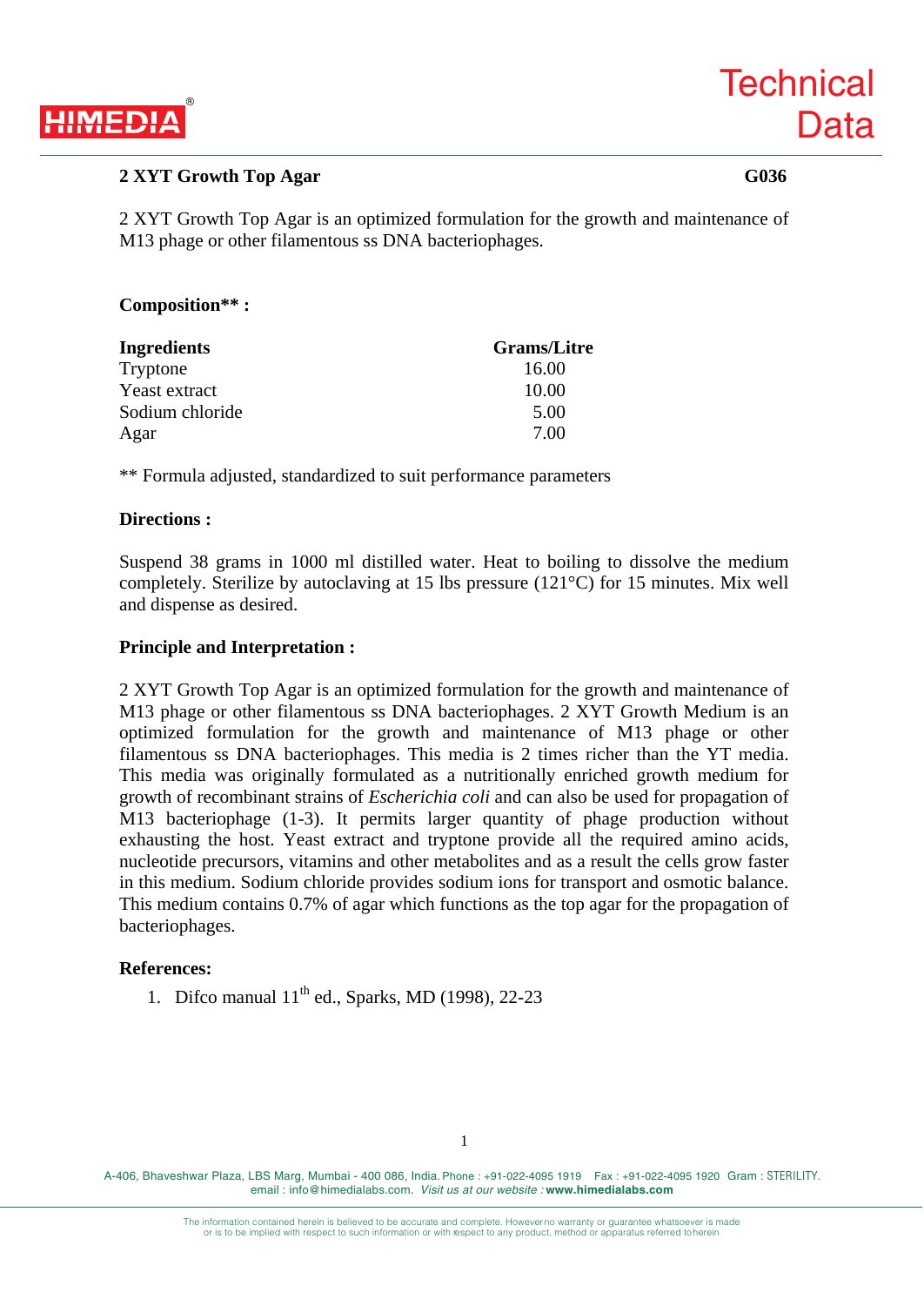# 2 XYT Growth Top Agar

**G036**

2 XYT Growth Top Agar is an optimized formulation for the growth and maintenance of M13 phage or other filamentous ss DNA bacteriophages.

**Composition\*\* :**

| Ingredients | Grams/Litre |
|---|---|
| Tryptone | 16.00 |
| Yeast extract | 10.00 |
| Sodium chloride | 5.00 |
| Agar | 7.00 |

** Formula adjusted, standardized to suit performance parameters

**Directions :**

Suspend 38 grams in 1000 ml distilled water. Heat to boiling to dissolve the medium completely. Sterilize by autoclaving at 15 lbs pressure (121°C) for 15 minutes. Mix well and dispense as desired.

**Principle and Interpretation :**

2 XYT Growth Top Agar is an optimized formulation for the growth and maintenance of M13 phage or other filamentous ss DNA bacteriophages. 2 XYT Growth Medium is an optimized formulation for the growth and maintenance of M13 phage or other filamentous ss DNA bacteriophages. This media is 2 times richer than the YT media. This media was originally formulated as a nutritionally enriched growth medium for growth of recombinant strains of *Escherichia coli* and can also be used for propagation of M13 bacteriophage (1-3). It permits larger quantity of phage production without exhausting the host. Yeast extract and tryptone provide all the required amino acids, nucleotide precursors, vitamins and other metabolites and as a result the cells grow faster in this medium. Sodium chloride provides sodium ions for transport and osmotic balance. This medium contains 0.7% of agar which functions as the top agar for the propagation of bacteriophages.

**References:**

1. Difco manual 11th ed., Sparks, MD (1998), 22-23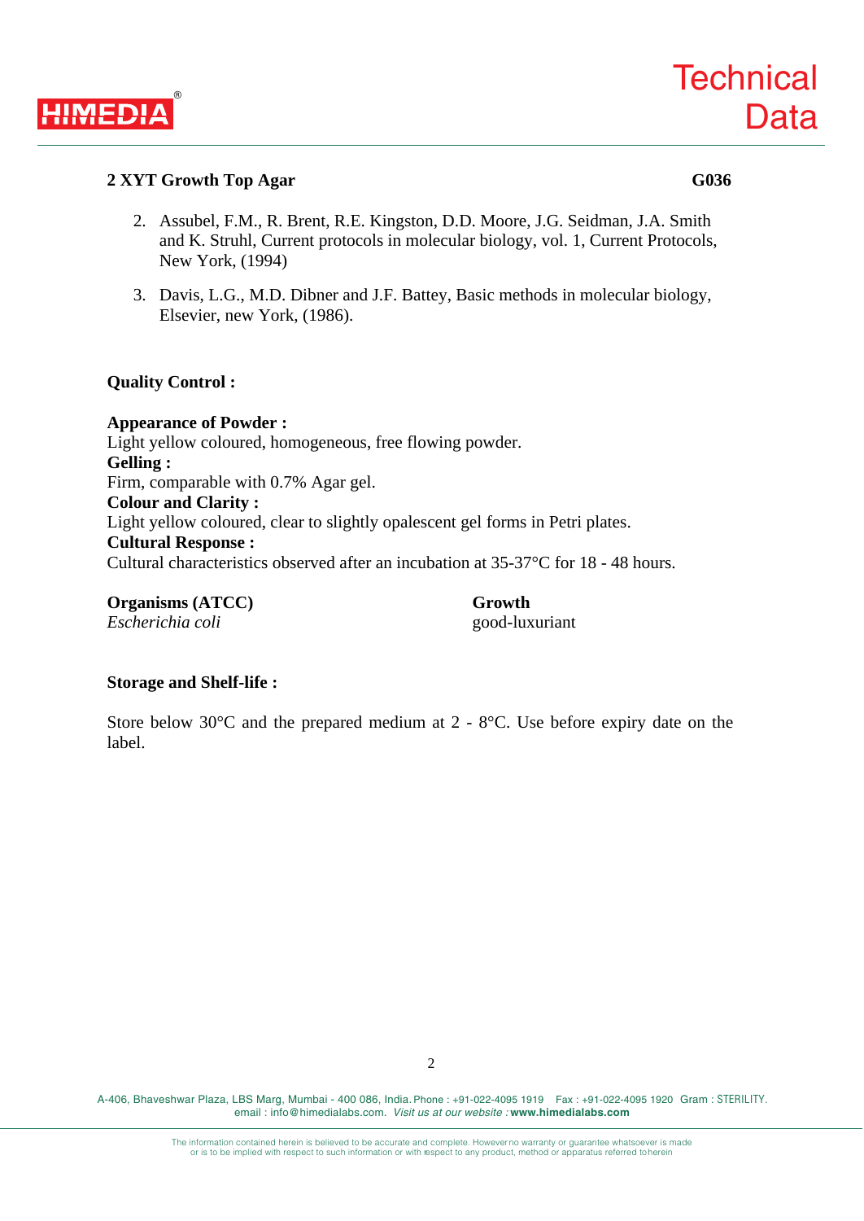## 2 XYT Growth Top Agar G036

2. Assubel, F.M., R. Brent, R.E. Kingston, D.D. Moore, J.G. Seidman, J.A. Smith and K. Struhl, Current protocols in molecular biology, vol. 1, Current Protocols, New York, (1994)

3. Davis, L.G., M.D. Dibner and J.F. Battey, Basic methods in molecular biology, Elsevier, new York, (1986).

**Quality Control :**

**Appearance of Powder :**
Light yellow coloured, homogeneous, free flowing powder.
**Gelling :**
Firm, comparable with 0.7% Agar gel.
**Colour and Clarity :**
Light yellow coloured, clear to slightly opalescent gel forms in Petri plates.
**Cultural Response :**
Cultural characteristics observed after an incubation at 35-37°C for 18 - 48 hours.

| Organisms (ATCC) | Growth |
|---|---|
| *Escherichia coli* | good-luxuriant |

**Storage and Shelf-life :**

Store below 30°C and the prepared medium at 2 - 8°C. Use before expiry date on the label.

A-406, Bhaveshwar Plaza, LBS Marg, Mumbai - 400 086, India. Phone : +91-022-4095 1919 Fax : +91-022-4095 1920 Gram : STERILITY.
email : info@himedialabs.com. *Visit us at our website :* **www.himedialabs.com**

The information contained herein is believed to be accurate and complete. However no warranty or guarantee whatsoever is made or is to be implied with respect to such information or with respect to any product, method or apparatus referred to herein